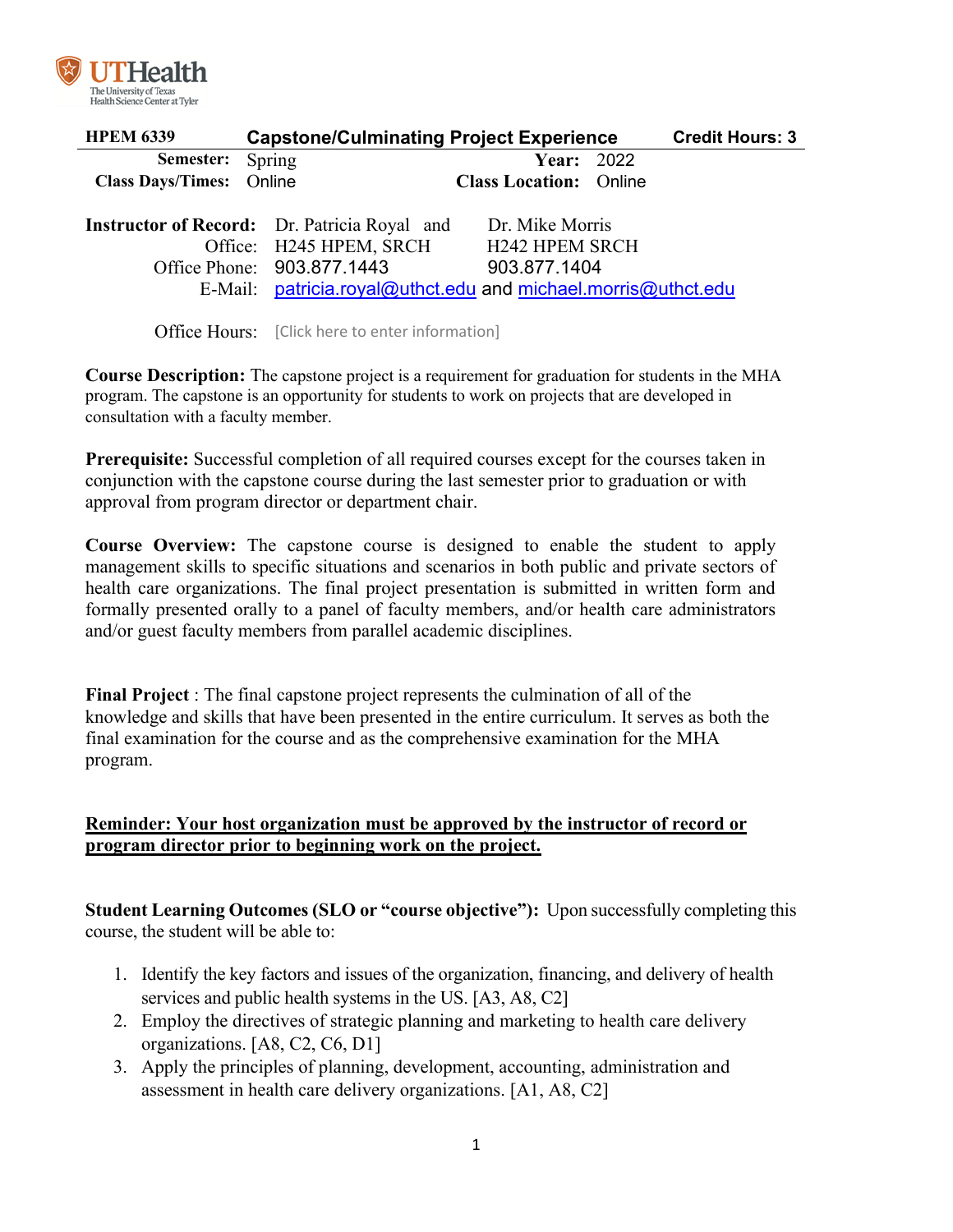UTHealth
The University of Texas Health Science Center at Tyler

| HPEM 6339 | Capstone/Culminating Project Experience | Credit Hours: 3 |
|---|---|---|

**Semester:** Spring **Year:** 2022
**Class Days/Times:** Online **Class Location:** Online

**Instructor of Record:** Dr. Patricia Royal and Dr. Mike Morris
Office: H245 HPEM, SRCH H242 HPEM SRCH
Office Phone: 903.877.1443 903.877.1404
E-Mail: patricia.royal@uthct.edu and michael.morris@uthct.edu

Office Hours: [Click here to enter information]

**Course Description:** The capstone project is a requirement for graduation for students in the MHA program. The capstone is an opportunity for students to work on projects that are developed in consultation with a faculty member.

**Prerequisite:** Successful completion of all required courses except for the courses taken in conjunction with the capstone course during the last semester prior to graduation or with approval from program director or department chair.

**Course Overview:** The capstone course is designed to enable the student to apply management skills to specific situations and scenarios in both public and private sectors of health care organizations. The final project presentation is submitted in written form and formally presented orally to a panel of faculty members, and/or health care administrators and/or guest faculty members from parallel academic disciplines.

**Final Project** : The final capstone project represents the culmination of all of the knowledge and skills that have been presented in the entire curriculum. It serves as both the final examination for the course and as the comprehensive examination for the MHA program.

**Reminder: Your host organization must be approved by the instructor of record or program director prior to beginning work on the project.**

**Student Learning Outcomes (SLO or "course objective"):** Upon successfully completing this course, the student will be able to:

1. Identify the key factors and issues of the organization, financing, and delivery of health services and public health systems in the US. [A3, A8, C2]
2. Employ the directives of strategic planning and marketing to health care delivery organizations. [A8, C2, C6, D1]
3. Apply the principles of planning, development, accounting, administration and assessment in health care delivery organizations. [A1, A8, C2]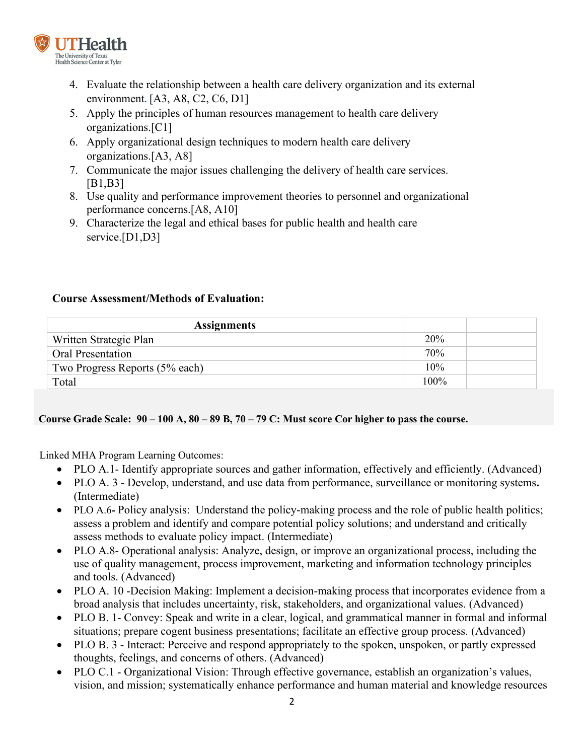4. Evaluate the relationship between a health care delivery organization and its external environment. [A3, A8, C2, C6, D1]
5. Apply the principles of human resources management to health care delivery organizations.[C1]
6. Apply organizational design techniques to modern health care delivery organizations.[A3, A8]
7. Communicate the major issues challenging the delivery of health care services. [B1,B3]
8. Use quality and performance improvement theories to personnel and organizational performance concerns.[A8, A10]
9. Characterize the legal and ethical bases for public health and health care service.[D1,D3]

**Course Assessment/Methods of Evaluation:**

| Assignments | | |
|---|---|---|
| Written Strategic Plan | 20% | |
| Oral Presentation | 70% | |
| Two Progress Reports (5% each) | 10% | |
| Total | 100% | |

**Course Grade Scale: 90 – 100 A, 80 – 89 B, 70 – 79 C: Must score Cor higher to pass the course.**

Linked MHA Program Learning Outcomes:

- PLO A.1- Identify appropriate sources and gather information, effectively and efficiently. (Advanced)
- PLO A. 3 - Develop, understand, and use data from performance, surveillance or monitoring systems**.** (Intermediate)
- PLO A.6**-** Policy analysis: Understand the policy-making process and the role of public health politics; assess a problem and identify and compare potential policy solutions; and understand and critically assess methods to evaluate policy impact. (Intermediate)
- PLO A.8- Operational analysis: Analyze, design, or improve an organizational process, including the use of quality management, process improvement, marketing and information technology principles and tools. (Advanced)
- PLO A. 10 -Decision Making: Implement a decision-making process that incorporates evidence from a broad analysis that includes uncertainty, risk, stakeholders, and organizational values. (Advanced)
- PLO B. 1- Convey: Speak and write in a clear, logical, and grammatical manner in formal and informal situations; prepare cogent business presentations; facilitate an effective group process. (Advanced)
- PLO B. 3 - Interact: Perceive and respond appropriately to the spoken, unspoken, or partly expressed thoughts, feelings, and concerns of others. (Advanced)
- PLO C.1 - Organizational Vision: Through effective governance, establish an organization's values, vision, and mission; systematically enhance performance and human material and knowledge resources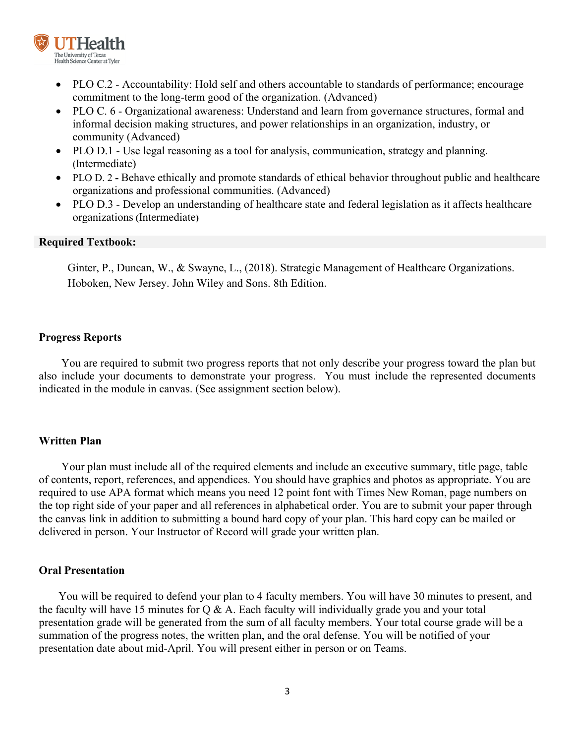- PLO C.2 - Accountability: Hold self and others accountable to standards of performance; encourage commitment to the long-term good of the organization. (Advanced)
- PLO C. 6 - Organizational awareness: Understand and learn from governance structures, formal and informal decision making structures, and power relationships in an organization, industry, or community (Advanced)
- PLO D.1 - Use legal reasoning as a tool for analysis, communication, strategy and planning. (Intermediate)
- PLO D. 2 - Behave ethically and promote standards of ethical behavior throughout public and healthcare organizations and professional communities. (Advanced)
- PLO D.3 - Develop an understanding of healthcare state and federal legislation as it affects healthcare organizations (Intermediate)

**Required Textbook:**

Ginter, P., Duncan, W., & Swayne, L., (2018). Strategic Management of Healthcare Organizations. Hoboken, New Jersey. John Wiley and Sons. 8th Edition.

**Progress Reports**

You are required to submit two progress reports that not only describe your progress toward the plan but also include your documents to demonstrate your progress. You must include the represented documents indicated in the module in canvas. (See assignment section below).

**Written Plan**

Your plan must include all of the required elements and include an executive summary, title page, table of contents, report, references, and appendices. You should have graphics and photos as appropriate. You are required to use APA format which means you need 12 point font with Times New Roman, page numbers on the top right side of your paper and all references in alphabetical order. You are to submit your paper through the canvas link in addition to submitting a bound hard copy of your plan. This hard copy can be mailed or delivered in person. Your Instructor of Record will grade your written plan.

**Oral Presentation**

You will be required to defend your plan to 4 faculty members. You will have 30 minutes to present, and the faculty will have 15 minutes for Q & A. Each faculty will individually grade you and your total presentation grade will be generated from the sum of all faculty members. Your total course grade will be a summation of the progress notes, the written plan, and the oral defense. You will be notified of your presentation date about mid-April. You will present either in person or on Teams.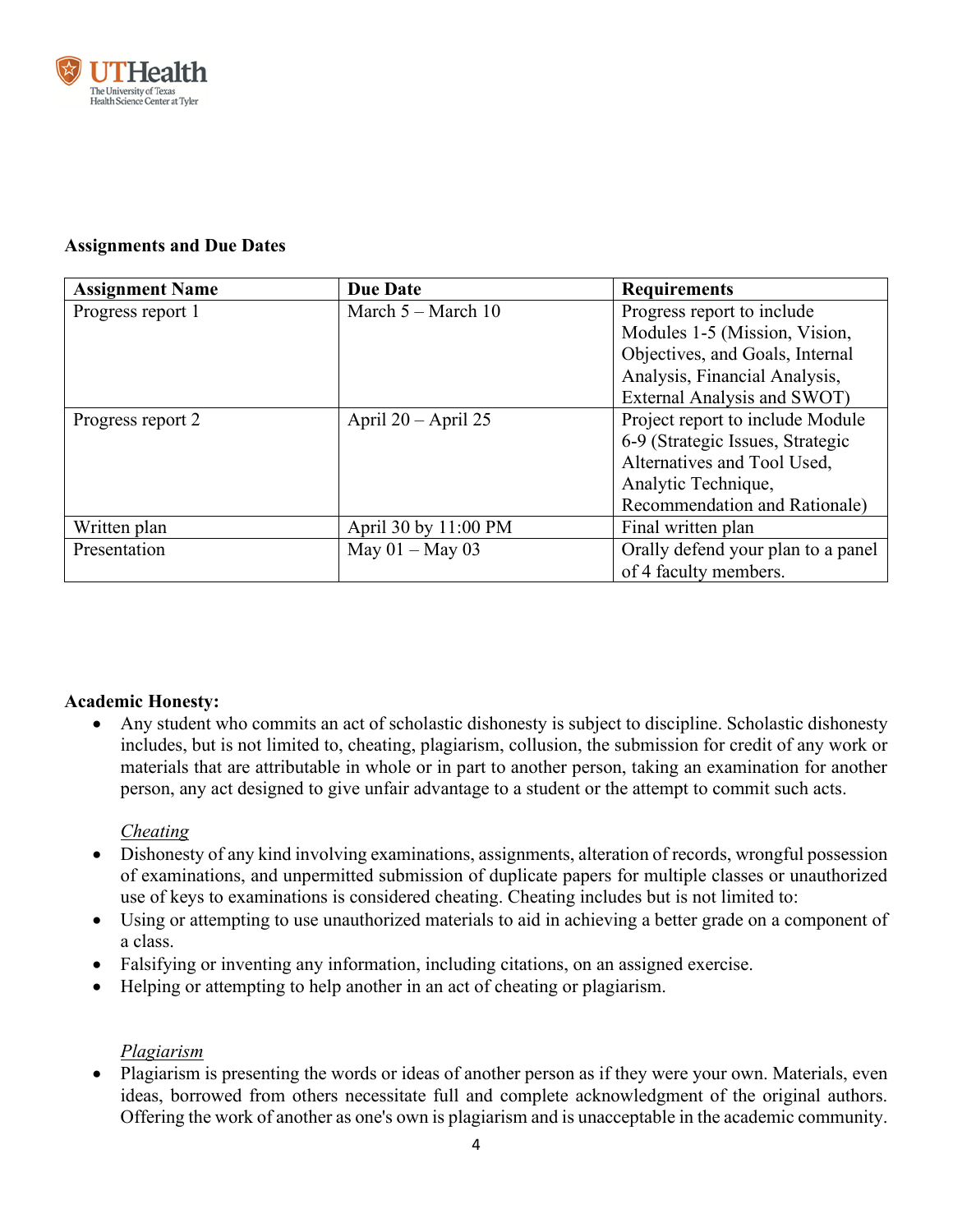**Assignments and Due Dates**

| Assignment Name | Due Date | Requirements |
| --- | --- | --- |
| Progress report 1 | March 5 – March 10 | Progress report to include Modules 1-5 (Mission, Vision, Objectives, and Goals, Internal Analysis, Financial Analysis, External Analysis and SWOT) |
| Progress report 2 | April 20 – April 25 | Project report to include Module 6-9 (Strategic Issues, Strategic Alternatives and Tool Used, Analytic Technique, Recommendation and Rationale) |
| Written plan | April 30 by 11:00 PM | Final written plan |
| Presentation | May 01 – May 03 | Orally defend your plan to a panel of 4 faculty members. |

**Academic Honesty:**

- Any student who commits an act of scholastic dishonesty is subject to discipline. Scholastic dishonesty includes, but is not limited to, cheating, plagiarism, collusion, the submission for credit of any work or materials that are attributable in whole or in part to another person, taking an examination for another person, any act designed to give unfair advantage to a student or the attempt to commit such acts.

*Cheating*

- Dishonesty of any kind involving examinations, assignments, alteration of records, wrongful possession of examinations, and unpermitted submission of duplicate papers for multiple classes or unauthorized use of keys to examinations is considered cheating. Cheating includes but is not limited to:
- Using or attempting to use unauthorized materials to aid in achieving a better grade on a component of a class.
- Falsifying or inventing any information, including citations, on an assigned exercise.
- Helping or attempting to help another in an act of cheating or plagiarism.

*Plagiarism*

- Plagiarism is presenting the words or ideas of another person as if they were your own. Materials, even ideas, borrowed from others necessitate full and complete acknowledgment of the original authors. Offering the work of another as one's own is plagiarism and is unacceptable in the academic community.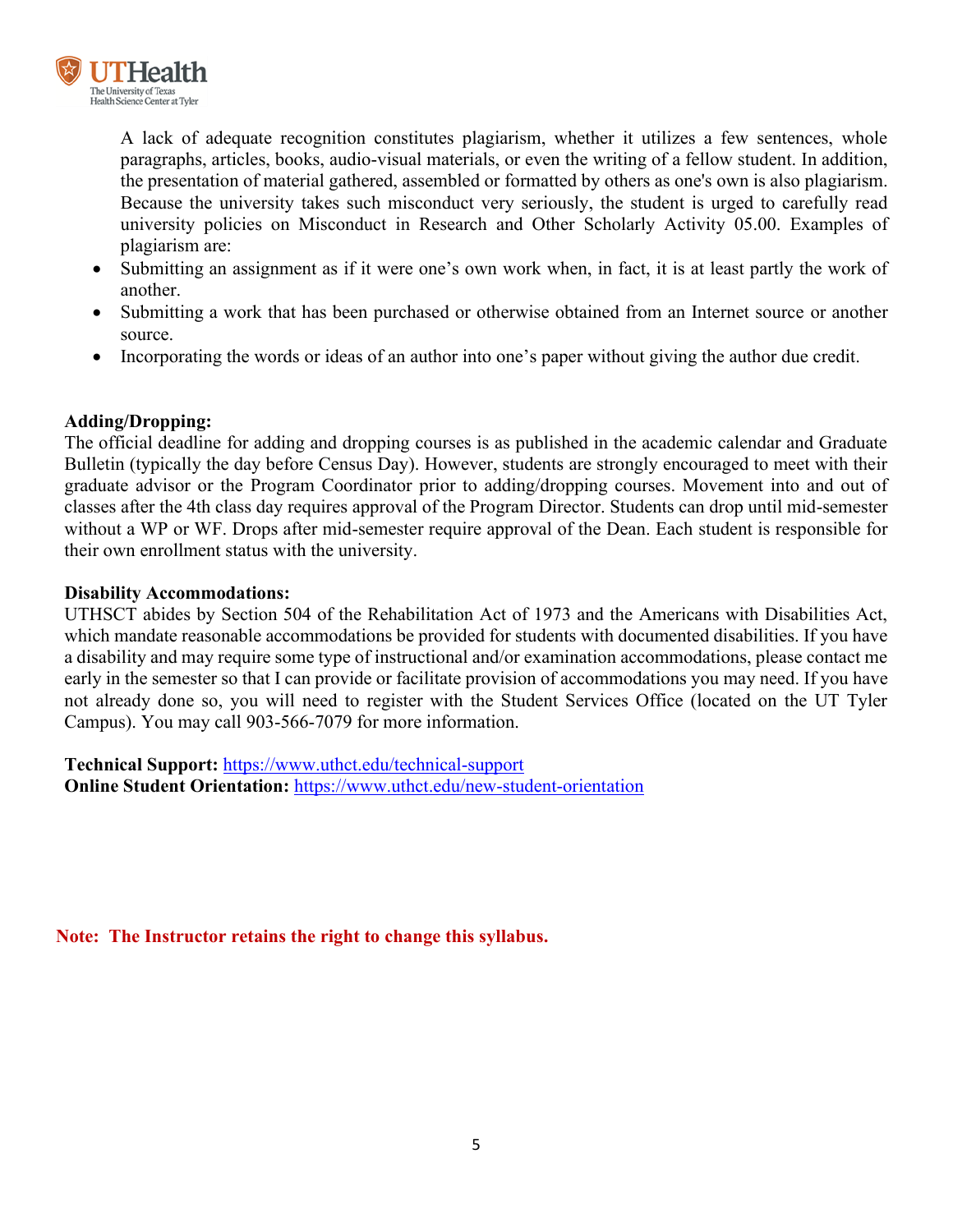A lack of adequate recognition constitutes plagiarism, whether it utilizes a few sentences, whole paragraphs, articles, books, audio-visual materials, or even the writing of a fellow student. In addition, the presentation of material gathered, assembled or formatted by others as one's own is also plagiarism. Because the university takes such misconduct very seriously, the student is urged to carefully read university policies on Misconduct in Research and Other Scholarly Activity 05.00. Examples of plagiarism are:

- Submitting an assignment as if it were one's own work when, in fact, it is at least partly the work of another.
- Submitting a work that has been purchased or otherwise obtained from an Internet source or another source.
- Incorporating the words or ideas of an author into one's paper without giving the author due credit.

**Adding/Dropping:**
The official deadline for adding and dropping courses is as published in the academic calendar and Graduate Bulletin (typically the day before Census Day). However, students are strongly encouraged to meet with their graduate advisor or the Program Coordinator prior to adding/dropping courses. Movement into and out of classes after the 4th class day requires approval of the Program Director. Students can drop until mid-semester without a WP or WF. Drops after mid-semester require approval of the Dean. Each student is responsible for their own enrollment status with the university.

**Disability Accommodations:**
UTHSCT abides by Section 504 of the Rehabilitation Act of 1973 and the Americans with Disabilities Act, which mandate reasonable accommodations be provided for students with documented disabilities. If you have a disability and may require some type of instructional and/or examination accommodations, please contact me early in the semester so that I can provide or facilitate provision of accommodations you may need. If you have not already done so, you will need to register with the Student Services Office (located on the UT Tyler Campus). You may call 903-566-7079 for more information.

**Technical Support:** https://www.uthct.edu/technical-support
**Online Student Orientation:** https://www.uthct.edu/new-student-orientation

**Note: The Instructor retains the right to change this syllabus.**